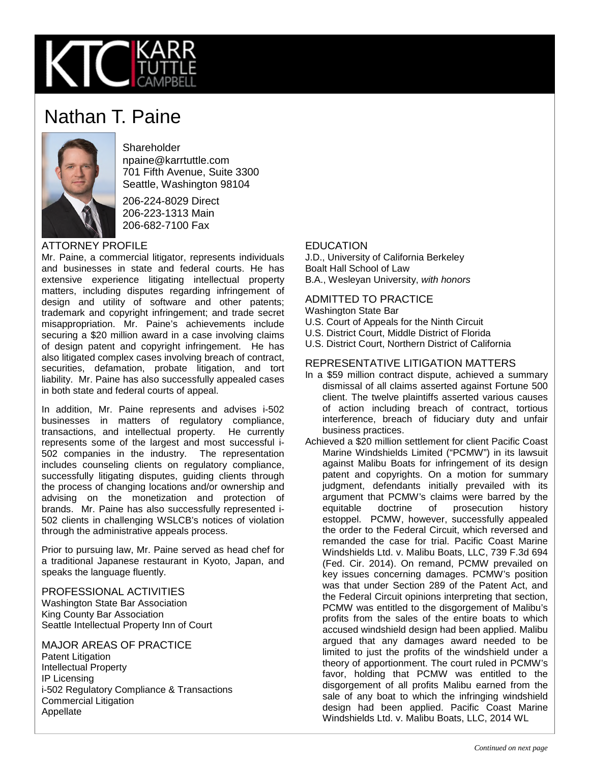KTC | KARR TUTTLE CAMPBELL

# Nathan T. Paine

Shareholder
npaine@karrtuttle.com
701 Fifth Avenue, Suite 3300
Seattle, Washington 98104

206-224-8029 Direct
206-223-1313 Main
206-682-7100 Fax

## ATTORNEY PROFILE

Mr. Paine, a commercial litigator, represents individuals and businesses in state and federal courts. He has extensive experience litigating intellectual property matters, including disputes regarding infringement of design and utility of software and other patents; trademark and copyright infringement; and trade secret misappropriation. Mr. Paine's achievements include securing a $20 million award in a case involving claims of design patent and copyright infringement. He has also litigated complex cases involving breach of contract, securities, defamation, probate litigation, and tort liability. Mr. Paine has also successfully appealed cases in both state and federal courts of appeal.

In addition, Mr. Paine represents and advises i-502 businesses in matters of regulatory compliance, transactions, and intellectual property. He currently represents some of the largest and most successful i-502 companies in the industry. The representation includes counseling clients on regulatory compliance, successfully litigating disputes, guiding clients through the process of changing locations and/or ownership and advising on the monetization and protection of brands. Mr. Paine has also successfully represented i-502 clients in challenging WSLCB's notices of violation through the administrative appeals process.

Prior to pursuing law, Mr. Paine served as head chef for a traditional Japanese restaurant in Kyoto, Japan, and speaks the language fluently.

## PROFESSIONAL ACTIVITIES

Washington State Bar Association
King County Bar Association
Seattle Intellectual Property Inn of Court

## MAJOR AREAS OF PRACTICE

Patent Litigation
Intellectual Property
IP Licensing
i-502 Regulatory Compliance & Transactions
Commercial Litigation
Appellate

## EDUCATION

J.D., University of California Berkeley
Boalt Hall School of Law
B.A., Wesleyan University, *with honors*

## ADMITTED TO PRACTICE

Washington State Bar
U.S. Court of Appeals for the Ninth Circuit
U.S. District Court, Middle District of Florida
U.S. District Court, Northern District of California

## REPRESENTATIVE LITIGATION MATTERS

In a $59 million contract dispute, achieved a summary dismissal of all claims asserted against Fortune 500 client. The twelve plaintiffs asserted various causes of action including breach of contract, tortious interference, breach of fiduciary duty and unfair business practices.

Achieved a $20 million settlement for client Pacific Coast Marine Windshields Limited ("PCMW") in its lawsuit against Malibu Boats for infringement of its design patent and copyrights. On a motion for summary judgment, defendants initially prevailed with its argument that PCMW's claims were barred by the equitable doctrine of prosecution history estoppel. PCMW, however, successfully appealed the order to the Federal Circuit, which reversed and remanded the case for trial. Pacific Coast Marine Windshields Ltd. v. Malibu Boats, LLC, 739 F.3d 694 (Fed. Cir. 2014). On remand, PCMW prevailed on key issues concerning damages. PCMW's position was that under Section 289 of the Patent Act, and the Federal Circuit opinions interpreting that section, PCMW was entitled to the disgorgement of Malibu's profits from the sales of the entire boats to which accused windshield design had been applied. Malibu argued that any damages award needed to be limited to just the profits of the windshield under a theory of apportionment. The court ruled in PCMW's favor, holding that PCMW was entitled to the disgorgement of all profits Malibu earned from the sale of any boat to which the infringing windshield design had been applied. Pacific Coast Marine Windshields Ltd. v. Malibu Boats, LLC, 2014 WL

*Continued on next page*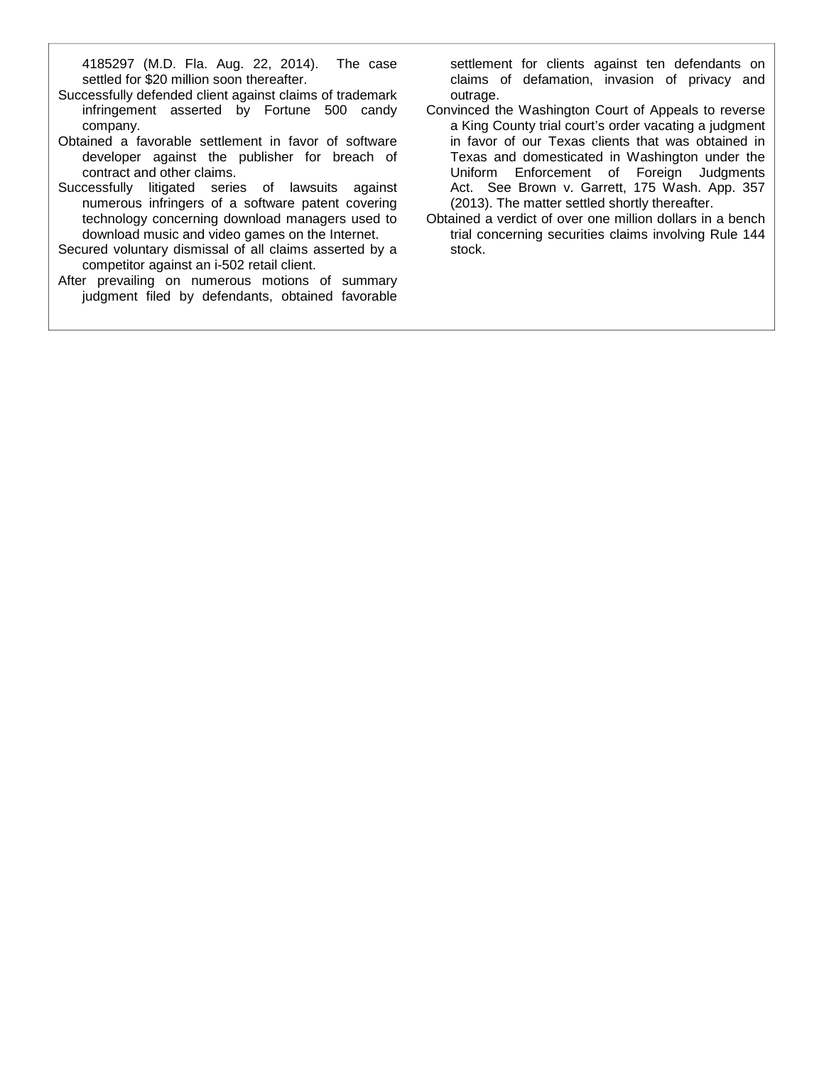4185297 (M.D. Fla. Aug. 22, 2014). The case settled for $20 million soon thereafter.

Successfully defended client against claims of trademark infringement asserted by Fortune 500 candy company.

Obtained a favorable settlement in favor of software developer against the publisher for breach of contract and other claims.

Successfully litigated series of lawsuits against numerous infringers of a software patent covering technology concerning download managers used to download music and video games on the Internet.

Secured voluntary dismissal of all claims asserted by a competitor against an i-502 retail client.

After prevailing on numerous motions of summary judgment filed by defendants, obtained favorable settlement for clients against ten defendants on claims of defamation, invasion of privacy and outrage.

Convinced the Washington Court of Appeals to reverse a King County trial court's order vacating a judgment in favor of our Texas clients that was obtained in Texas and domesticated in Washington under the Uniform Enforcement of Foreign Judgments Act. See Brown v. Garrett, 175 Wash. App. 357 (2013). The matter settled shortly thereafter.

Obtained a verdict of over one million dollars in a bench trial concerning securities claims involving Rule 144 stock.